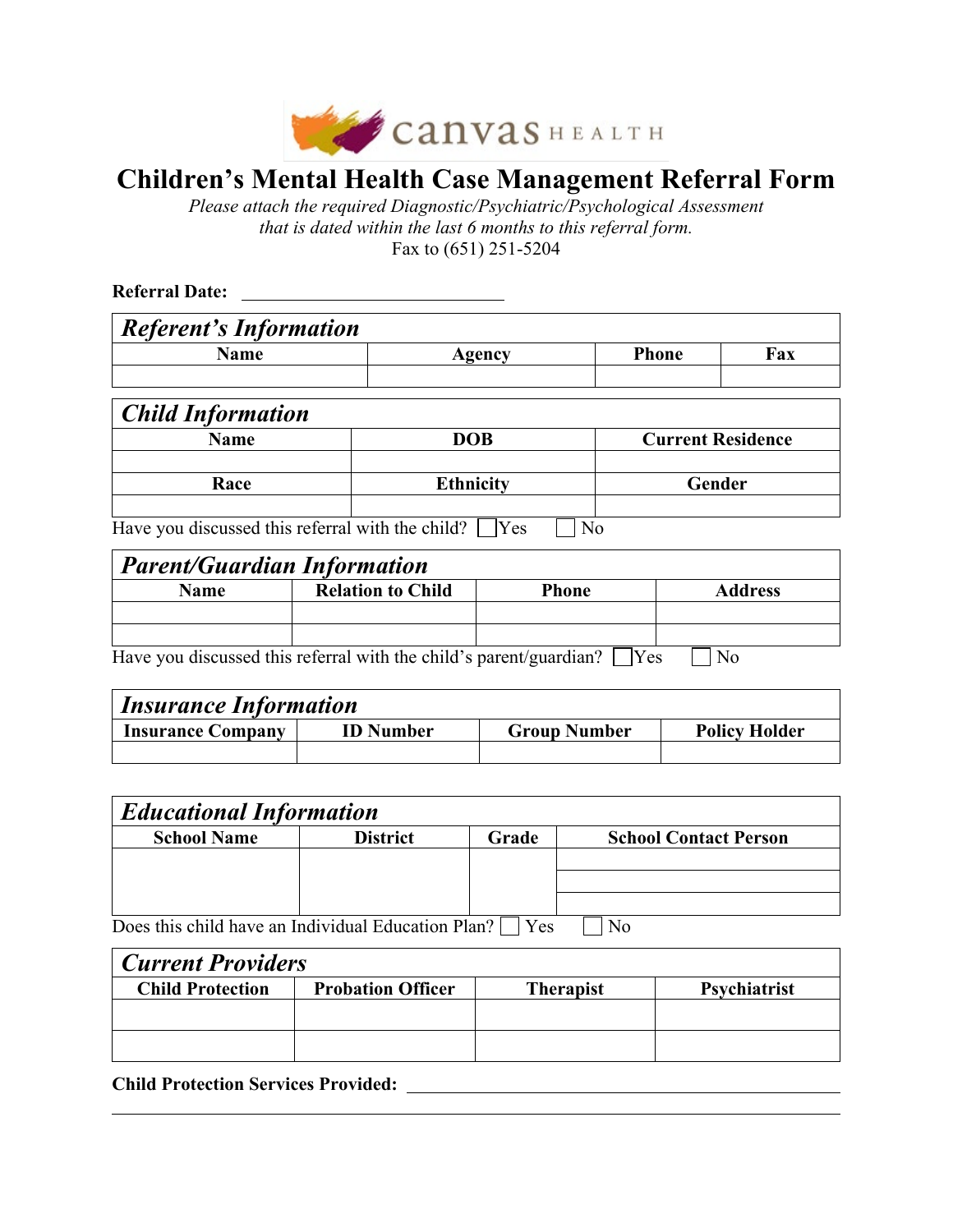canvas HEALTH

# Children's Mental Health Case Management Referral Form

*Please attach the required Diagnostic/Psychiatric/Psychological Assessment that is dated within the last 6 months to this referral form.*

Fax to (651) 251-5204

**Referral Date:** ____________________________

## *Referent's Information*

| Name | Agency | Phone | Fax |
|---|---|---|---|
| | | | |

## *Child Information*

| Name | DOB | Current Residence |
|---|---|---|
| | | |
| **Race** | **Ethnicity** | **Gender** |
| | | |

Have you discussed this referral with the child? ☐ Yes ☐ No

## *Parent/Guardian Information*

| Name | Relation to Child | Phone | Address |
|---|---|---|---|
| | | | |
| | | | |

Have you discussed this referral with the child's parent/guardian? ☐ Yes ☐ No

## *Insurance Information*

| Insurance Company | ID Number | Group Number | Policy Holder |
|---|---|---|---|
| | | | |

## *Educational Information*

| School Name | District | Grade | School Contact Person |
|---|---|---|---|
| | | | |
| | | | |
| | | | |

Does this child have an Individual Education Plan? ☐ Yes ☐ No

## *Current Providers*

| Child Protection | Probation Officer | Therapist | Psychiatrist |
|---|---|---|---|
| | | | |
| | | | |

**Child Protection Services Provided:** ______________________________________________

______________________________________________________________________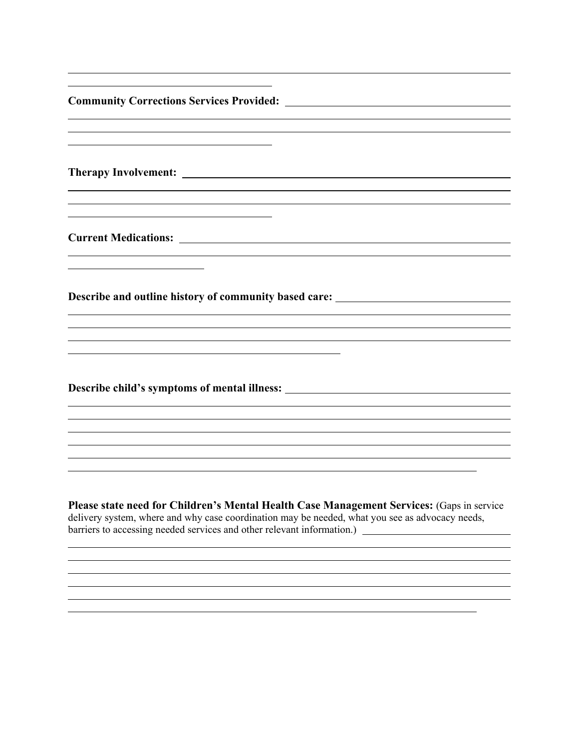**Community Corrections Services Provided:**

**Therapy Involvement:**

**Current Medications:**

**Describe and outline history of community based care:**

**Describe child's symptoms of mental illness:**

**Please state need for Children's Mental Health Case Management Services:** (Gaps in service delivery system, where and why case coordination may be needed, what you see as advocacy needs, barriers to accessing needed services and other relevant information.)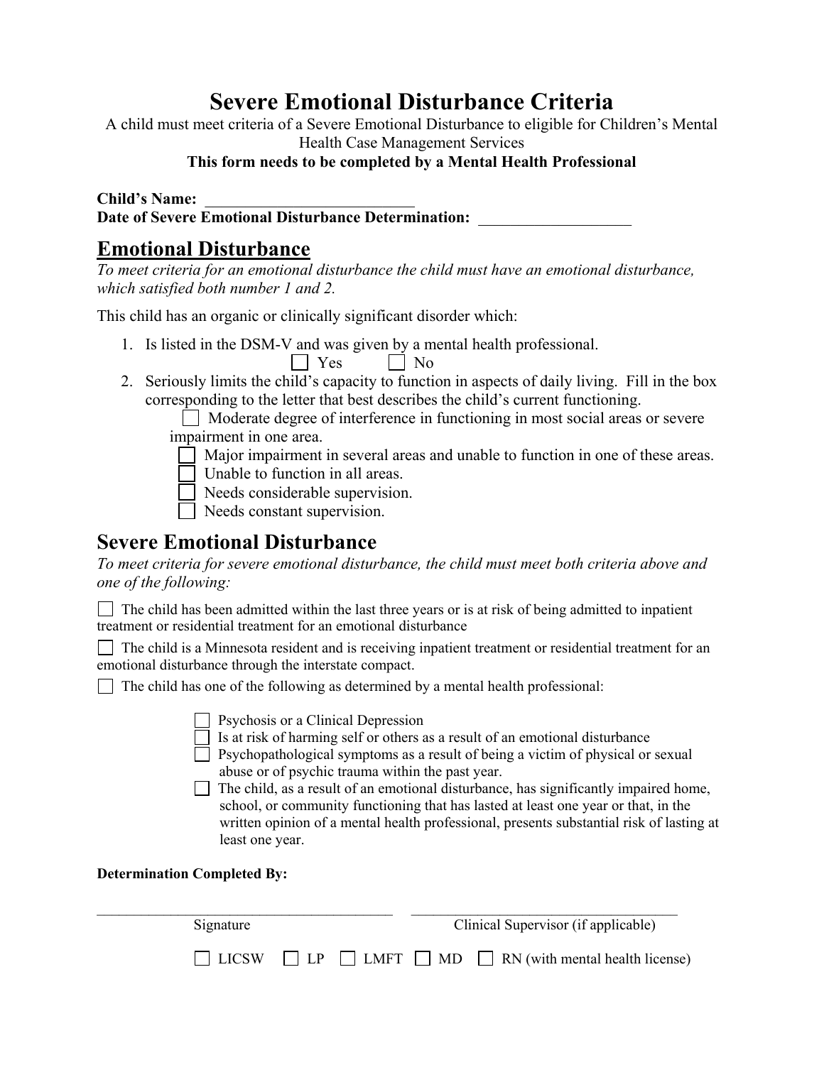# Severe Emotional Disturbance Criteria

A child must meet criteria of a Severe Emotional Disturbance to eligible for Children's Mental Health Case Management Services

**This form needs to be completed by a Mental Health Professional**

**Child's Name:** ___________________________

**Date of Severe Emotional Disturbance Determination:** ____________________

## Emotional Disturbance

*To meet criteria for an emotional disturbance the child must have an emotional disturbance, which satisfied both number 1 and 2.*

This child has an organic or clinically significant disorder which:

1. Is listed in the DSM-V and was given by a mental health professional.
   - ☐ Yes ☐ No
2. Seriously limits the child's capacity to function in aspects of daily living. Fill in the box corresponding to the letter that best describes the child's current functioning.
   - ☐ Moderate degree of interference in functioning in most social areas or severe impairment in one area.
   - ☐ Major impairment in several areas and unable to function in one of these areas.
   - ☐ Unable to function in all areas.
   - ☐ Needs considerable supervision.
   - ☐ Needs constant supervision.

## Severe Emotional Disturbance

*To meet criteria for severe emotional disturbance, the child must meet both criteria above and one of the following:*

☐ The child has been admitted within the last three years or is at risk of being admitted to inpatient treatment or residential treatment for an emotional disturbance

☐ The child is a Minnesota resident and is receiving inpatient treatment or residential treatment for an emotional disturbance through the interstate compact.

☐ The child has one of the following as determined by a mental health professional:

- ☐ Psychosis or a Clinical Depression
- ☐ Is at risk of harming self or others as a result of an emotional disturbance
- ☐ Psychopathological symptoms as a result of being a victim of physical or sexual abuse or of psychic trauma within the past year.
- ☐ The child, as a result of an emotional disturbance, has significantly impaired home, school, or community functioning that has lasted at least one year or that, in the written opinion of a mental health professional, presents substantial risk of lasting at least one year.

**Determination Completed By:**

_________________________________________ _________________________________________

Signature Clinical Supervisor (if applicable)

☐ LICSW ☐ LP ☐ LMFT ☐ MD ☐ RN (with mental health license)